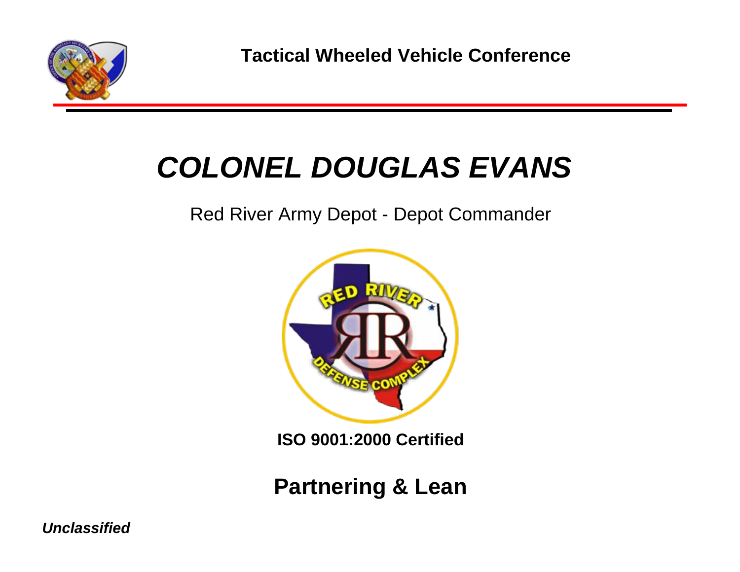Tactical Wheeled Vehicle Conference

# *COLONEL DOUGLAS EVANS*

Red River Army Depot - Depot Commander

**ISO 9001:2000 Certified**

## Partnering & Lean

***Unclassified***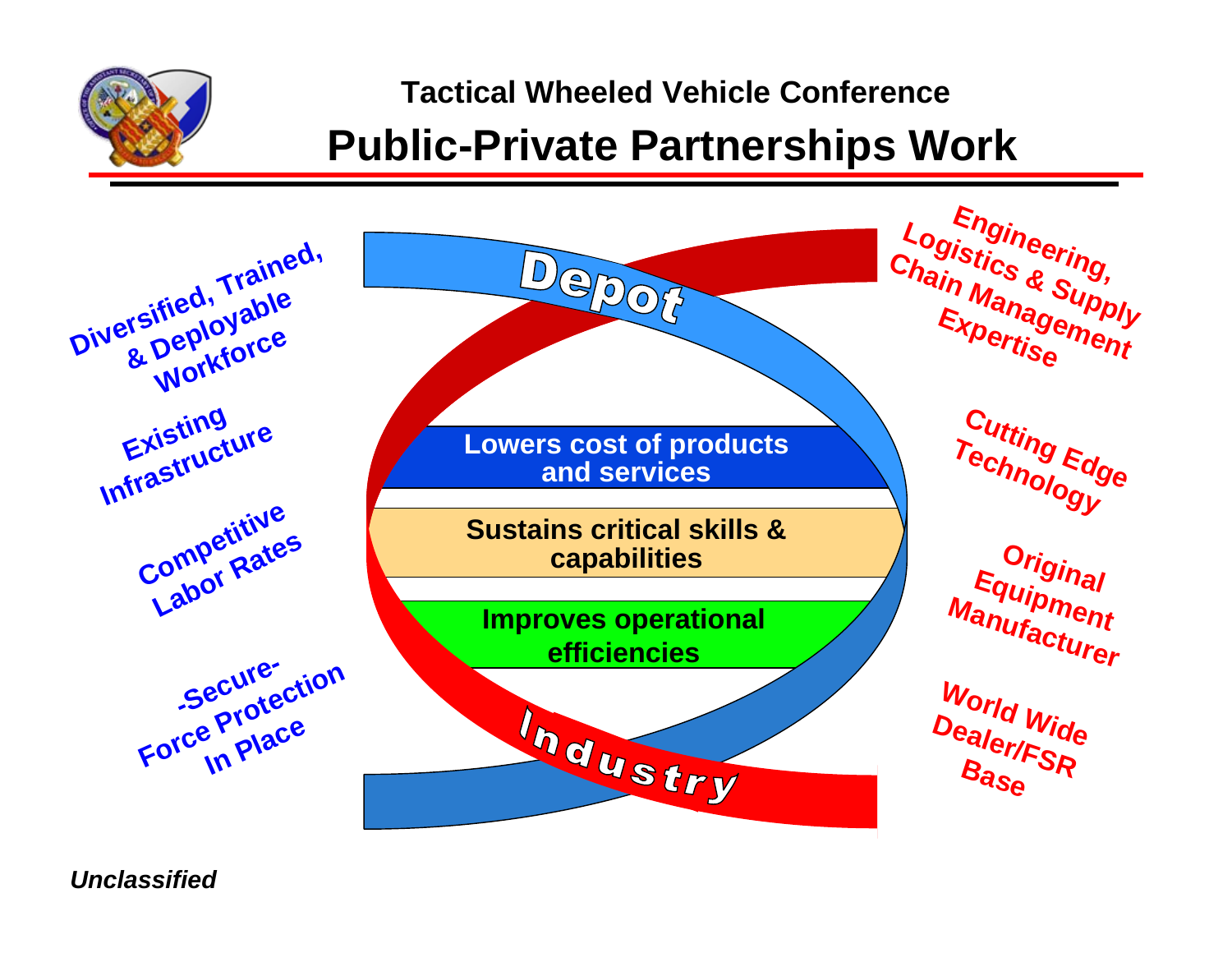## Tactical Wheeled Vehicle Conference

# Public-Private Partnerships Work

**Depot**

- Diversified, Trained, & Deployable Workforce
- Existing Infrastructure
- Competitive Labor Rates
- -Secure- Force Protection In Place

**Industry**

- Engineering, Logistics & Supply Chain Management Expertise
- Cutting Edge Technology
- Original Equipment Manufacturer
- World Wide Dealer/FSR Base

**Lowers cost of products and services**

**Sustains critical skills & capabilities**

**Improves operational efficiencies**

*Unclassified*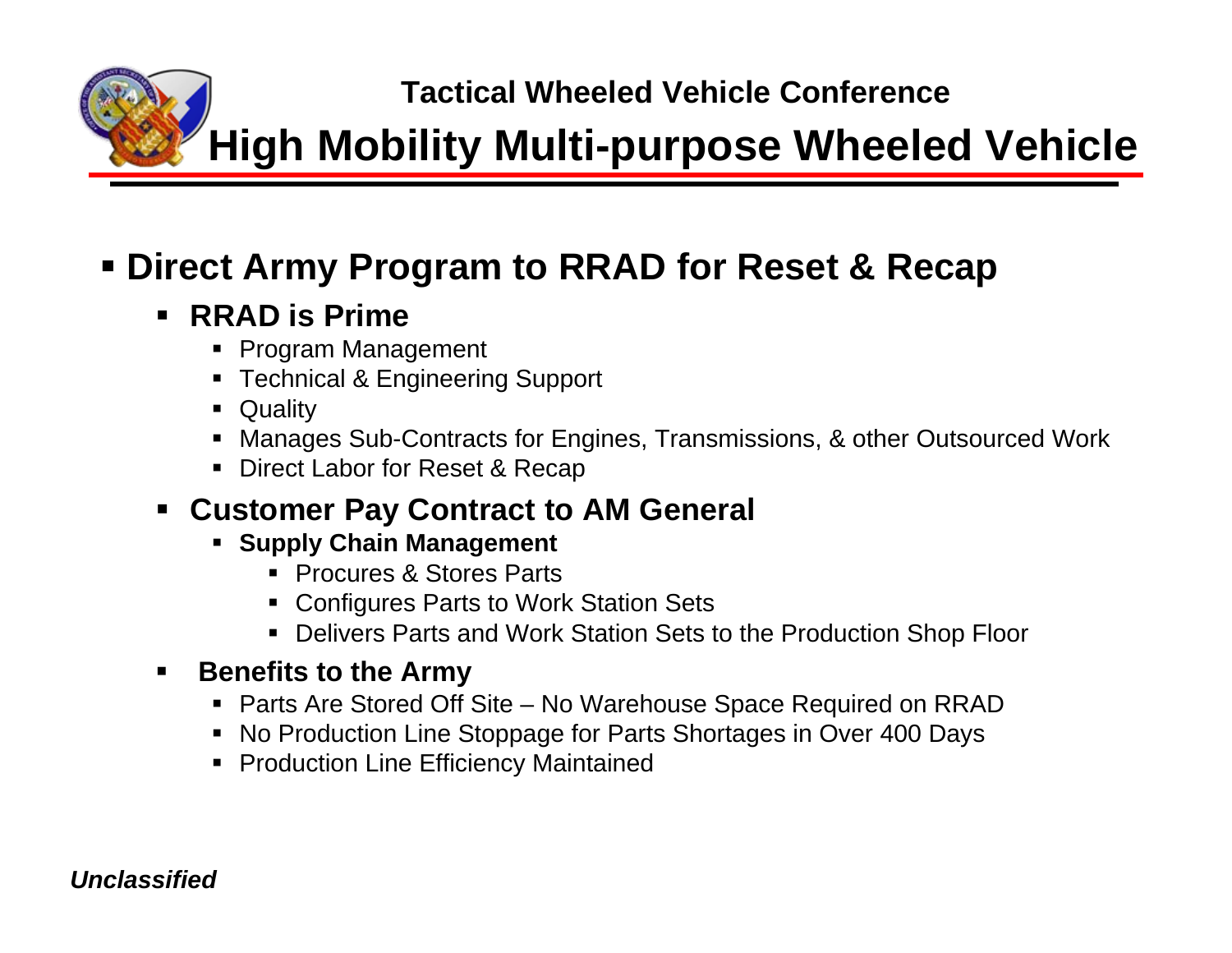Tactical Wheeled Vehicle Conference

# High Mobility Multi-purpose Wheeled Vehicle

- **Direct Army Program to RRAD for Reset & Recap**
  - **RRAD is Prime**
    - Program Management
    - Technical & Engineering Support
    - Quality
    - Manages Sub-Contracts for Engines, Transmissions, & other Outsourced Work
    - Direct Labor for Reset & Recap
  - **Customer Pay Contract to AM General**
    - **Supply Chain Management**
      - Procures & Stores Parts
      - Configures Parts to Work Station Sets
      - Delivers Parts and Work Station Sets to the Production Shop Floor
  - **Benefits to the Army**
    - Parts Are Stored Off Site – No Warehouse Space Required on RRAD
    - No Production Line Stoppage for Parts Shortages in Over 400 Days
    - Production Line Efficiency Maintained

***Unclassified***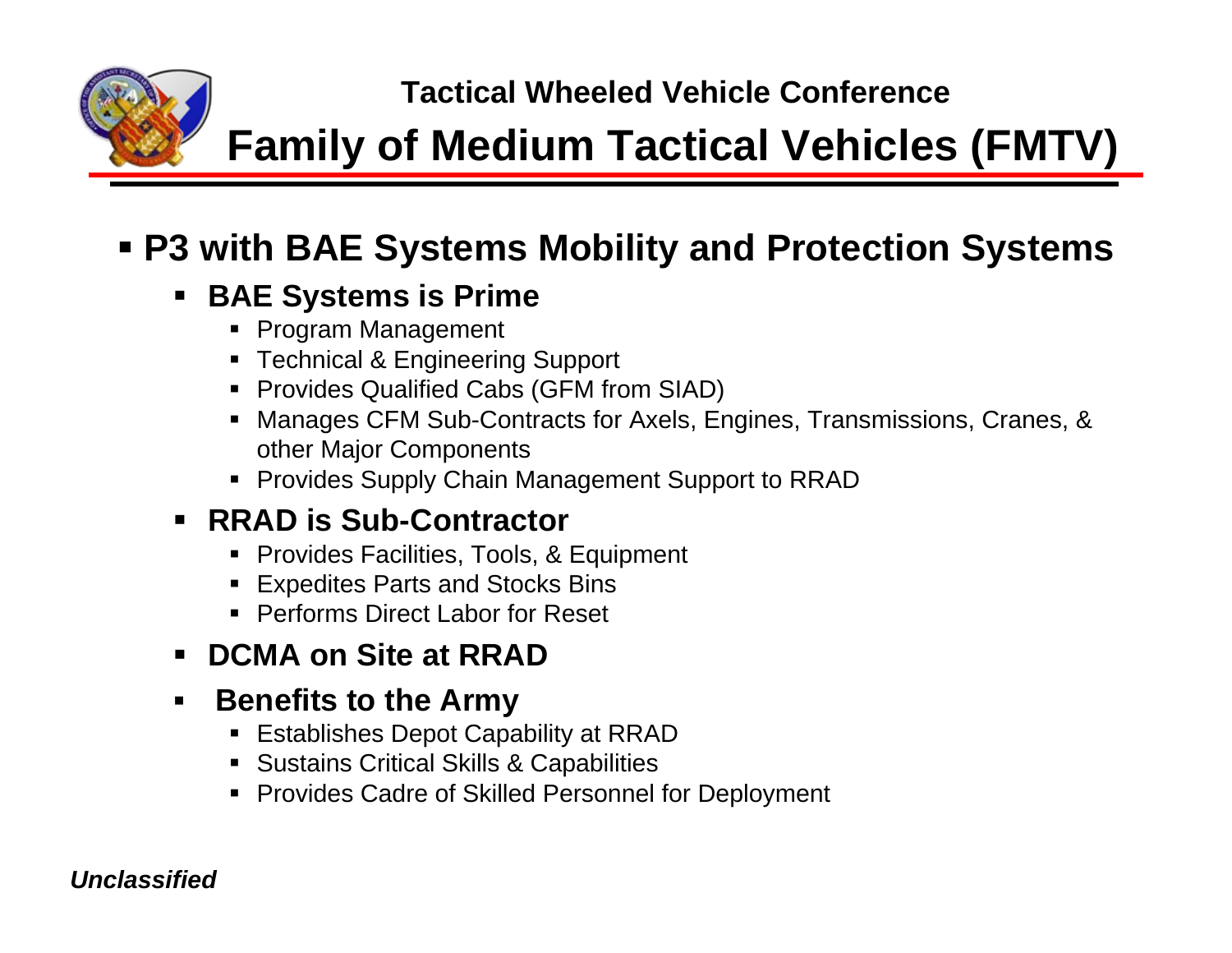Tactical Wheeled Vehicle Conference

# Family of Medium Tactical Vehicles (FMTV)

- **P3 with BAE Systems Mobility and Protection Systems**
  - **BAE Systems is Prime**
    - Program Management
    - Technical & Engineering Support
    - Provides Qualified Cabs (GFM from SIAD)
    - Manages CFM Sub-Contracts for Axels, Engines, Transmissions, Cranes, & other Major Components
    - Provides Supply Chain Management Support to RRAD
  - **RRAD is Sub-Contractor**
    - Provides Facilities, Tools, & Equipment
    - Expedites Parts and Stocks Bins
    - Performs Direct Labor for Reset
  - **DCMA on Site at RRAD**
  - **Benefits to the Army**
    - Establishes Depot Capability at RRAD
    - Sustains Critical Skills & Capabilities
    - Provides Cadre of Skilled Personnel for Deployment

***Unclassified***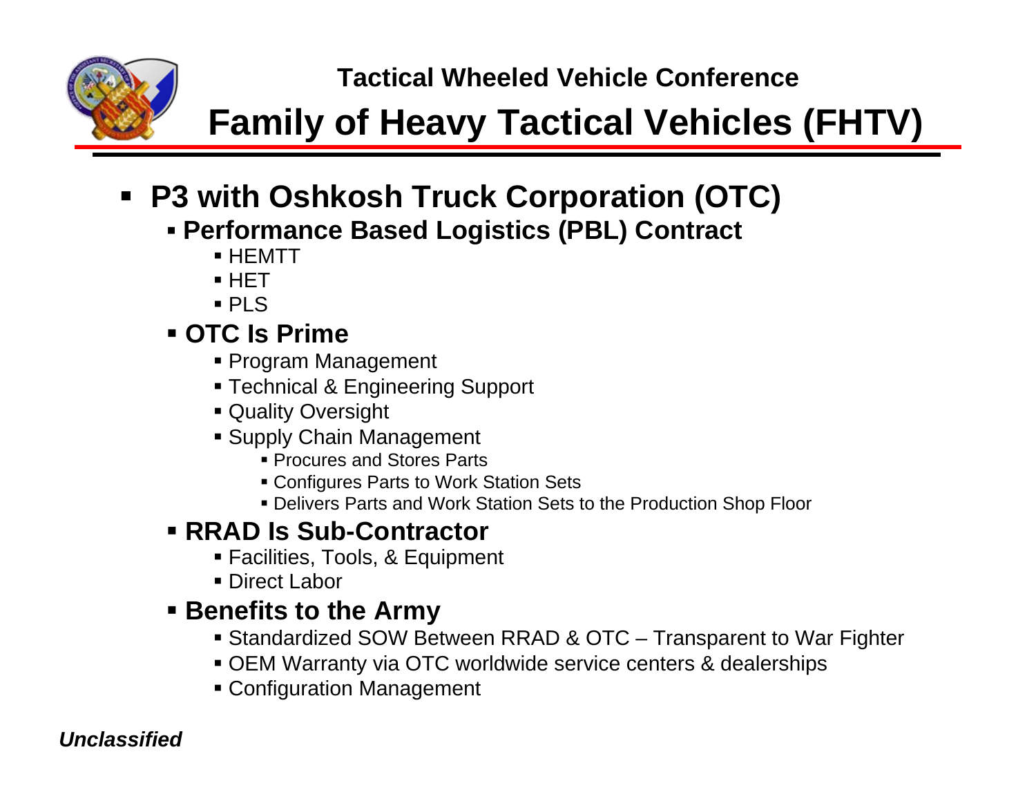Tactical Wheeled Vehicle Conference

# Family of Heavy Tactical Vehicles (FHTV)

- **P3 with Oshkosh Truck Corporation (OTC)**
  - **Performance Based Logistics (PBL) Contract**
    - HEMTT
    - HET
    - PLS
  - **OTC Is Prime**
    - Program Management
    - Technical & Engineering Support
    - Quality Oversight
    - Supply Chain Management
      - Procures and Stores Parts
      - Configures Parts to Work Station Sets
      - Delivers Parts and Work Station Sets to the Production Shop Floor
  - **RRAD Is Sub-Contractor**
    - Facilities, Tools, & Equipment
    - Direct Labor
  - **Benefits to the Army**
    - Standardized SOW Between RRAD & OTC – Transparent to War Fighter
    - OEM Warranty via OTC worldwide service centers & dealerships
    - Configuration Management

***Unclassified***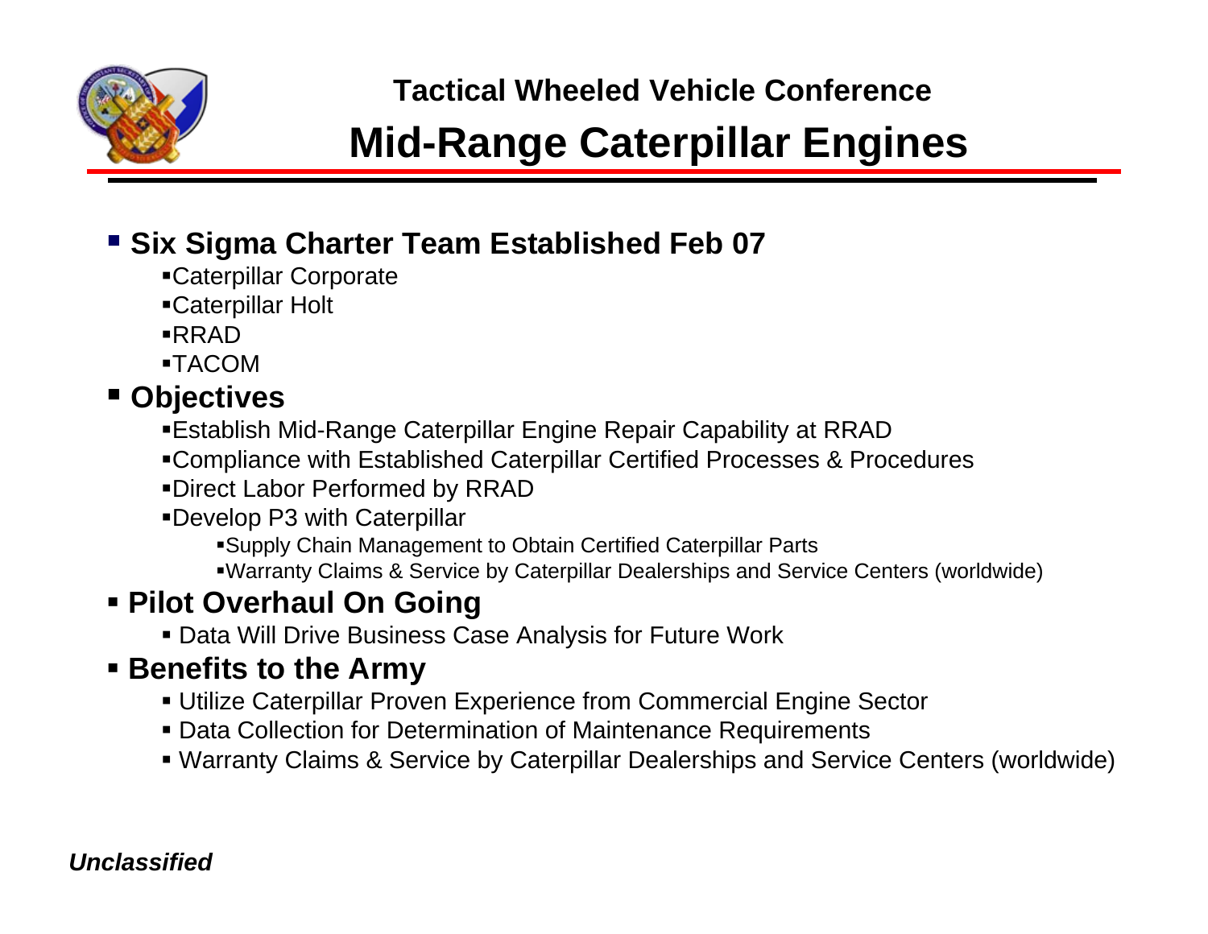Tactical Wheeled Vehicle Conference

# Mid-Range Caterpillar Engines

- **Six Sigma Charter Team Established Feb 07**
  - Caterpillar Corporate
  - Caterpillar Holt
  - RRAD
  - TACOM
- **Objectives**
  - Establish Mid-Range Caterpillar Engine Repair Capability at RRAD
  - Compliance with Established Caterpillar Certified Processes & Procedures
  - Direct Labor Performed by RRAD
  - Develop P3 with Caterpillar
    - Supply Chain Management to Obtain Certified Caterpillar Parts
    - Warranty Claims & Service by Caterpillar Dealerships and Service Centers (worldwide)
- **Pilot Overhaul On Going**
  - Data Will Drive Business Case Analysis for Future Work
- **Benefits to the Army**
  - Utilize Caterpillar Proven Experience from Commercial Engine Sector
  - Data Collection for Determination of Maintenance Requirements
  - Warranty Claims & Service by Caterpillar Dealerships and Service Centers (worldwide)

***Unclassified***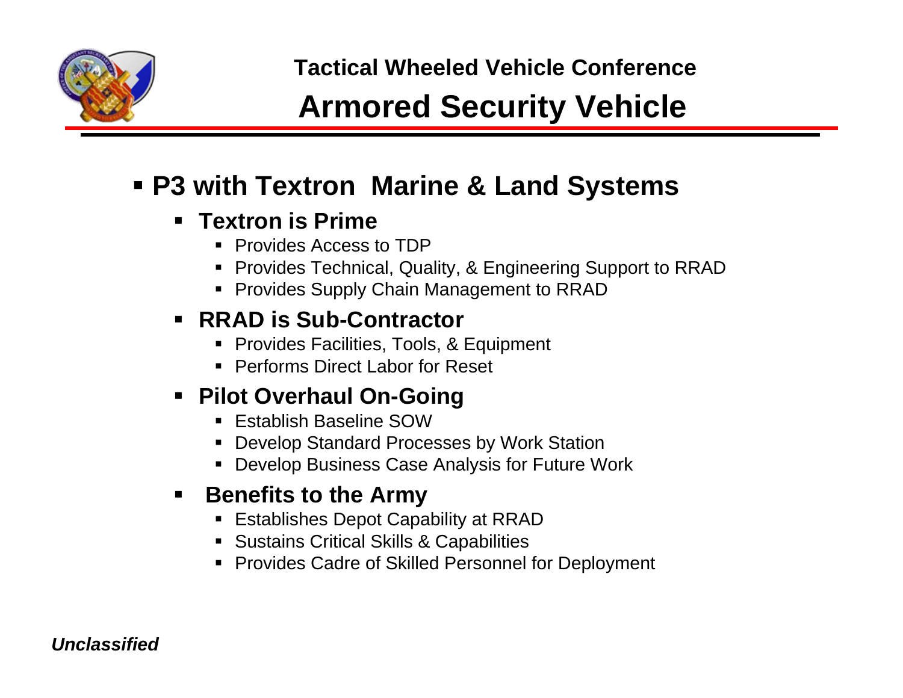# Tactical Wheeled Vehicle Conference

## Armored Security Vehicle

- **P3 with Textron Marine & Land Systems**
  - **Textron is Prime**
    - Provides Access to TDP
    - Provides Technical, Quality, & Engineering Support to RRAD
    - Provides Supply Chain Management to RRAD
  - **RRAD is Sub-Contractor**
    - Provides Facilities, Tools, & Equipment
    - Performs Direct Labor for Reset
  - **Pilot Overhaul On-Going**
    - Establish Baseline SOW
    - Develop Standard Processes by Work Station
    - Develop Business Case Analysis for Future Work
  - **Benefits to the Army**
    - Establishes Depot Capability at RRAD
    - Sustains Critical Skills & Capabilities
    - Provides Cadre of Skilled Personnel for Deployment

***Unclassified***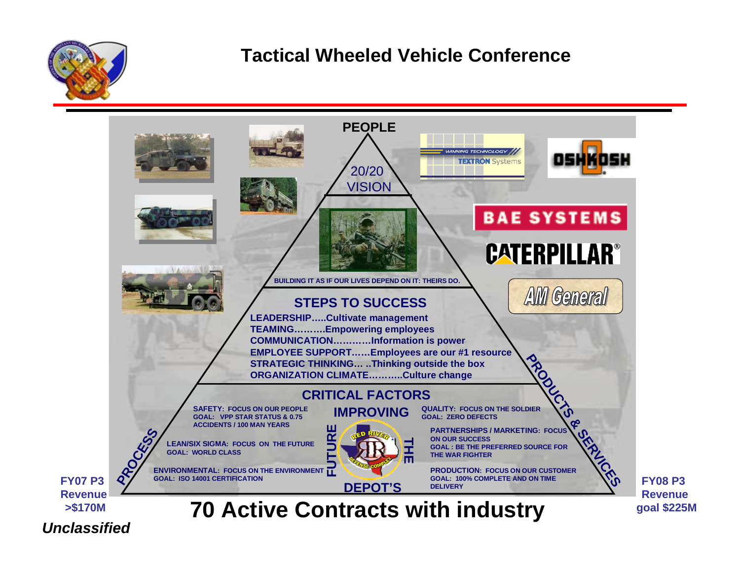# Tactical Wheeled Vehicle Conference

**PEOPLE**

20/20 VISION

BUILDING IT AS IF OUR LIVES DEPEND ON IT: THEIRS DO.

## STEPS TO SUCCESS

**LEADERSHIP…..Cultivate management**
**TEAMING……….Empowering employees**
**COMMUNICATION…………Information is power**
**EMPLOYEE SUPPORT……Employees are our #1 resource**
**STRATEGIC THINKING… ..Thinking outside the box**
**ORGANIZATION CLIMATE………..Culture change**

## CRITICAL FACTORS

**IMPROVING FUTURE THE DEPOT'S**

**SAFETY: FOCUS ON OUR PEOPLE**
**GOAL: VPP STAR STATUS & 0.75 ACCIDENTS / 100 MAN YEARS**

**LEAN/SIX SIGMA: FOCUS ON THE FUTURE**
**GOAL: WORLD CLASS**

**ENVIRONMENTAL: FOCUS ON THE ENVIRONMENT**
**GOAL: ISO 14001 CERTIFICATION**

**QUALITY: FOCUS ON THE SOLDIER**
**GOAL: ZERO DEFECTS**

**PARTNERSHIPS / MARKETING: FOCUS ON OUR SUCCESS**
**GOAL : BE THE PREFERRED SOURCE FOR THE WAR FIGHTER**

**PRODUCTION: FOCUS ON OUR CUSTOMER**
**GOAL: 100% COMPLETE AND ON TIME DELIVERY**

**PROCESS** — **PRODUCTS & SERVICES**

TEXTRON Systems · OSHKOSH · BAE SYSTEMS · CATERPILLAR · AM General

**FY07 P3 Revenue >$170M**

# 70 Active Contracts with industry

**FY08 P3 Revenue goal $225M**

*Unclassified*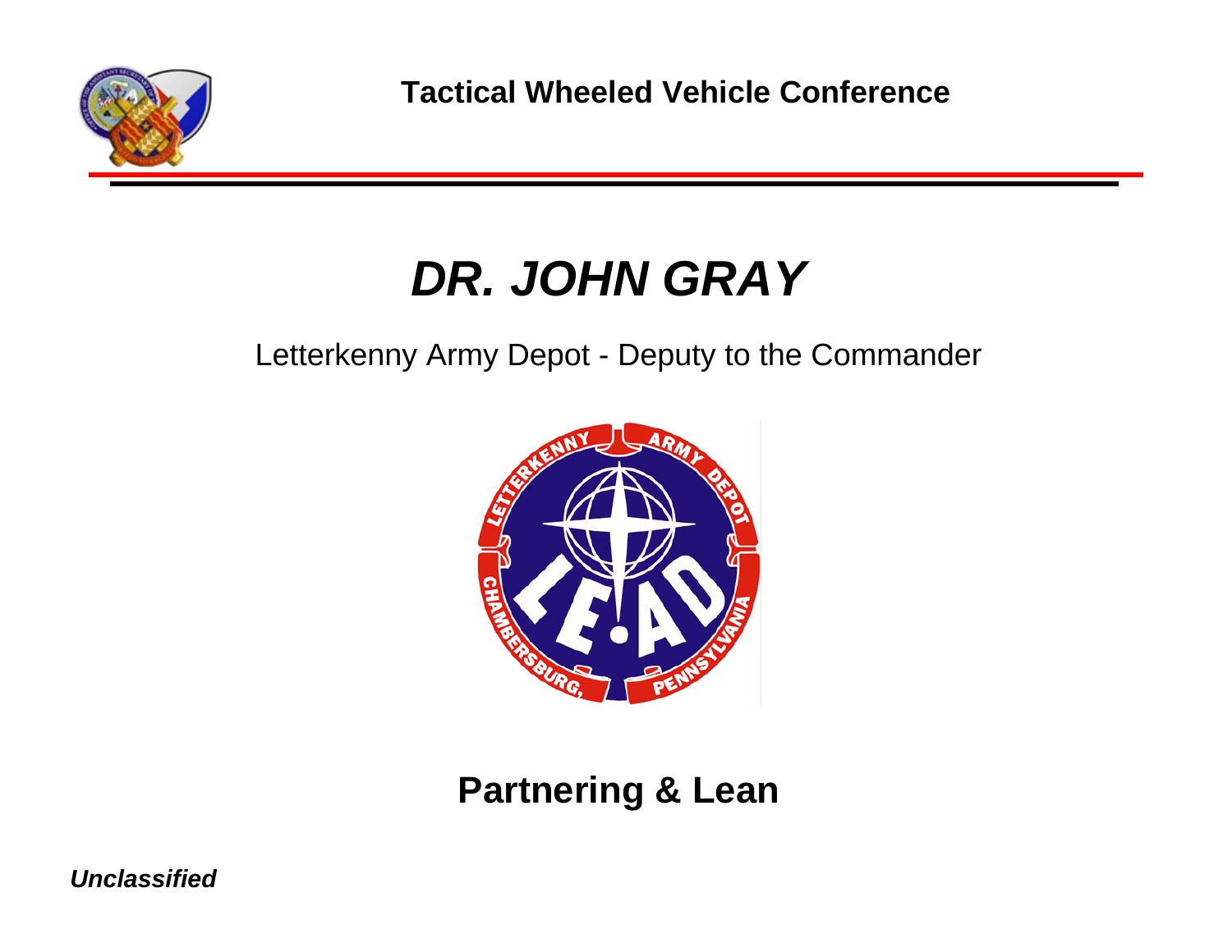Tactical Wheeled Vehicle Conference

# *DR. JOHN GRAY*

Letterkenny Army Depot - Deputy to the Commander

## Partnering & Lean

***Unclassified***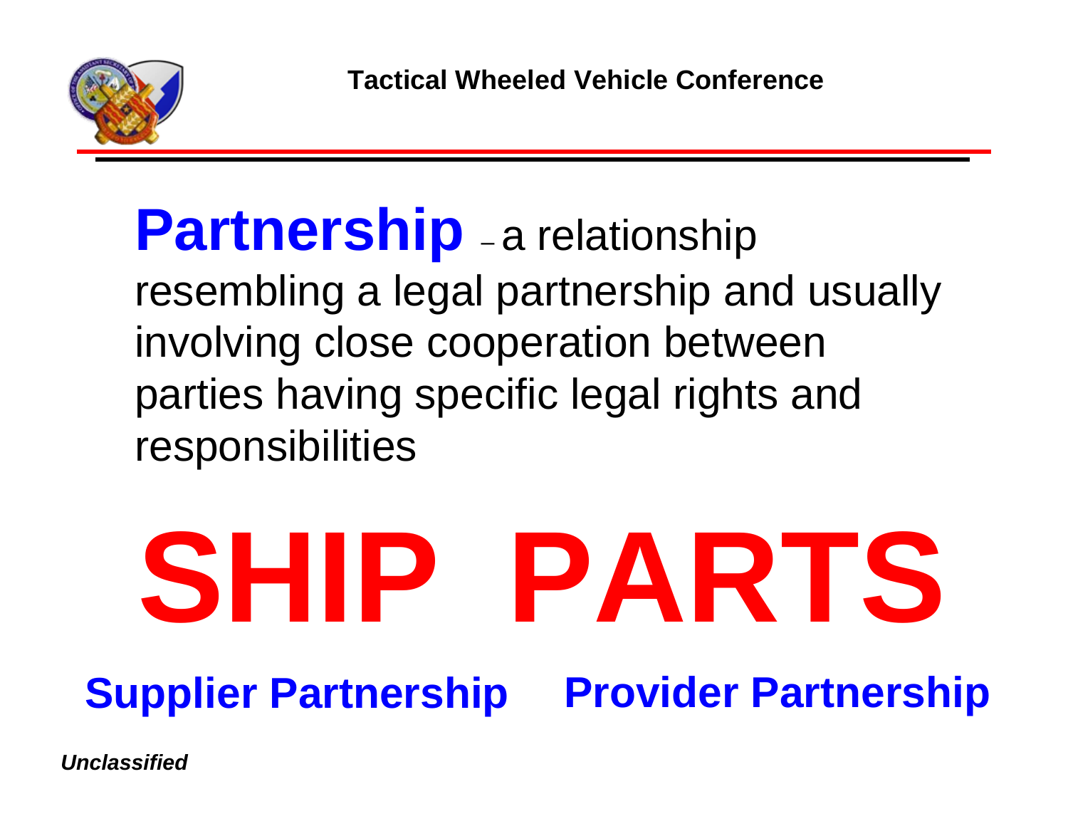**Partnership** – a relationship resembling a legal partnership and usually involving close cooperation between parties having specific legal rights and responsibilities

# SHIP PARTS

**Supplier Partnership** **Provider Partnership**

*Unclassified*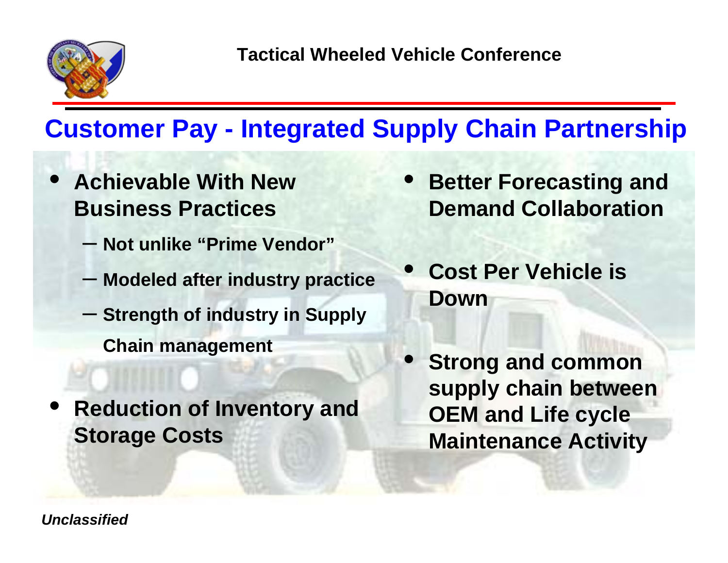# Customer Pay - Integrated Supply Chain Partnership

- **Achievable With New Business Practices**
  - **Not unlike "Prime Vendor"**
  - **Modeled after industry practice**
  - **Strength of industry in Supply Chain management**
- **Reduction of Inventory and Storage Costs**
- **Better Forecasting and Demand Collaboration**
- **Cost Per Vehicle is Down**
- **Strong and common supply chain between OEM and Life cycle Maintenance Activity**

***Unclassified***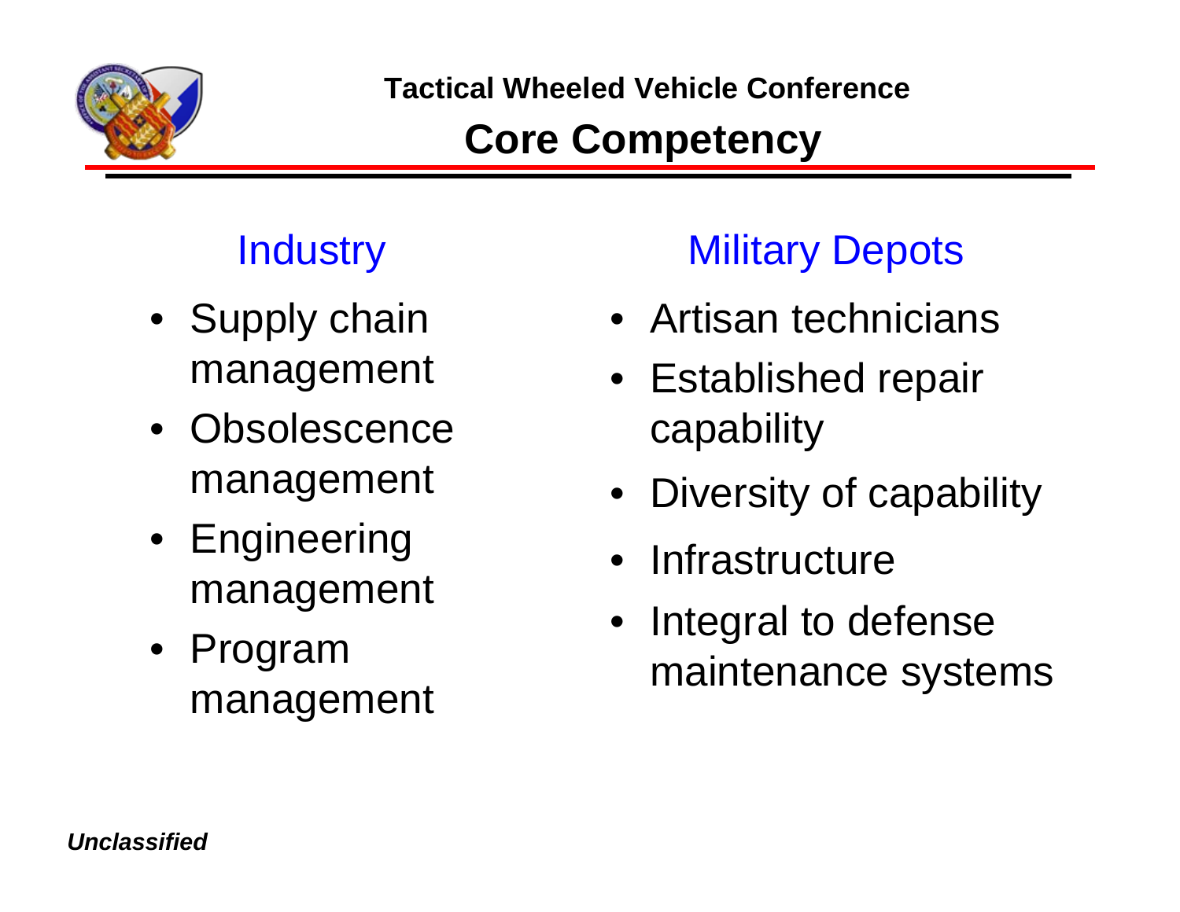# Core Competency

## Industry

- Supply chain management
- Obsolescence management
- Engineering management
- Program management

## Military Depots

- Artisan technicians
- Established repair capability
- Diversity of capability
- Infrastructure
- Integral to defense maintenance systems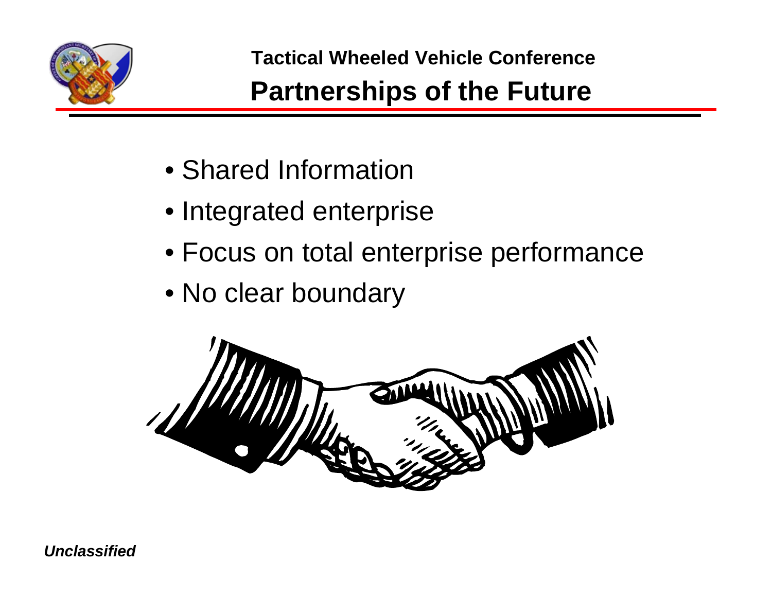Tactical Wheeled Vehicle Conference

# Partnerships of the Future

- Shared Information
- Integrated enterprise
- Focus on total enterprise performance
- No clear boundary

*Unclassified*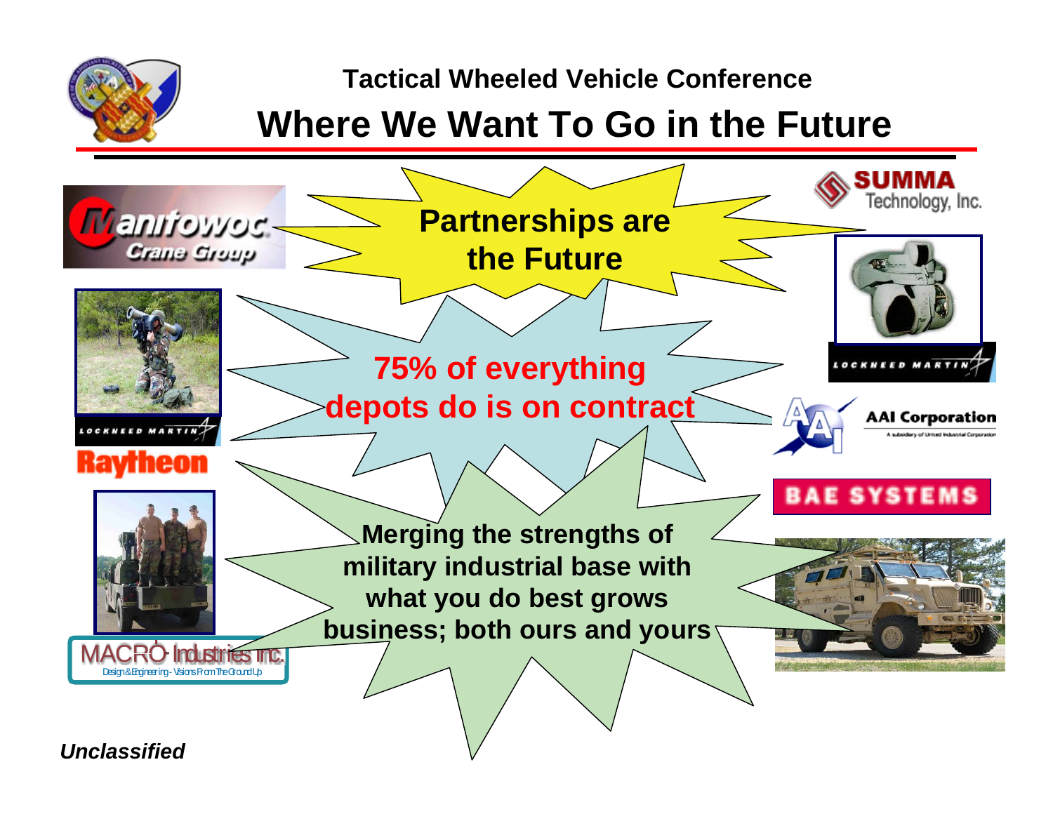## Tactical Wheeled Vehicle Conference

# Where We Want To Go in the Future

**Partnerships are the Future**

**75% of everything depots do is on contract**

**Merging the strengths of military industrial base with what you do best grows business; both ours and yours**

Manitowoc Crane Group

Lockheed Martin

Raytheon

MACRO Industries Inc.
Design & Engineering - Visions From The Ground Up

SUMMA Technology, Inc.

Lockheed Martin

AAI Corporation
A subsidiary of United Industrial Corporation

BAE SYSTEMS

*Unclassified*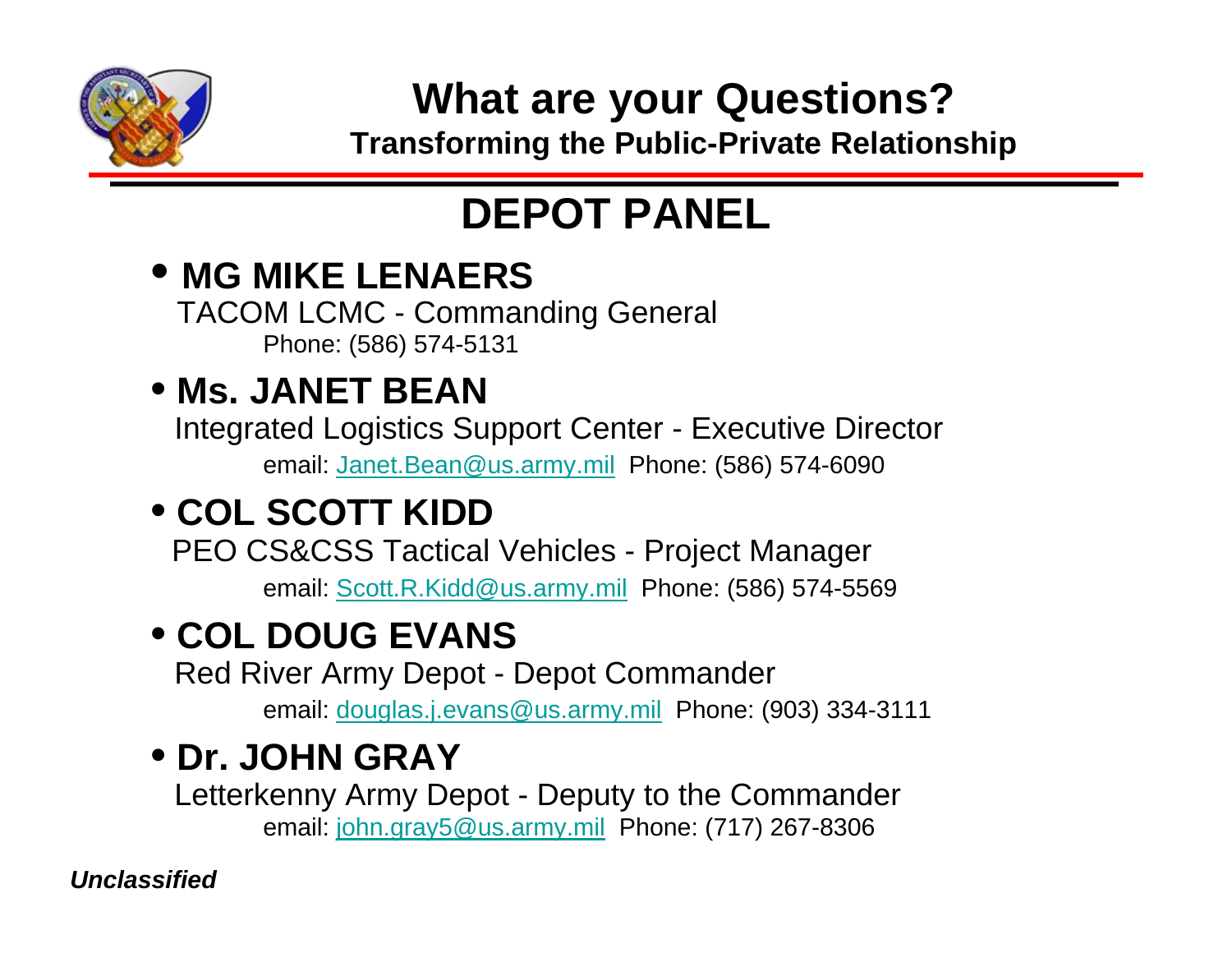# What are your Questions?

**Transforming the Public-Private Relationship**

## DEPOT PANEL

- **MG MIKE LENAERS**
  TACOM LCMC - Commanding General
  Phone: (586) 574-5131

- **Ms. JANET BEAN**
  Integrated Logistics Support Center - Executive Director
  email: Janet.Bean@us.army.mil Phone: (586) 574-6090

- **COL SCOTT KIDD**
  PEO CS&CSS Tactical Vehicles - Project Manager
  email: Scott.R.Kidd@us.army.mil Phone: (586) 574-5569

- **COL DOUG EVANS**
  Red River Army Depot - Depot Commander
  email: douglas.j.evans@us.army.mil Phone: (903) 334-3111

- **Dr. JOHN GRAY**
  Letterkenny Army Depot - Deputy to the Commander
  email: john.gray5@us.army.mil Phone: (717) 267-8306

***Unclassified***